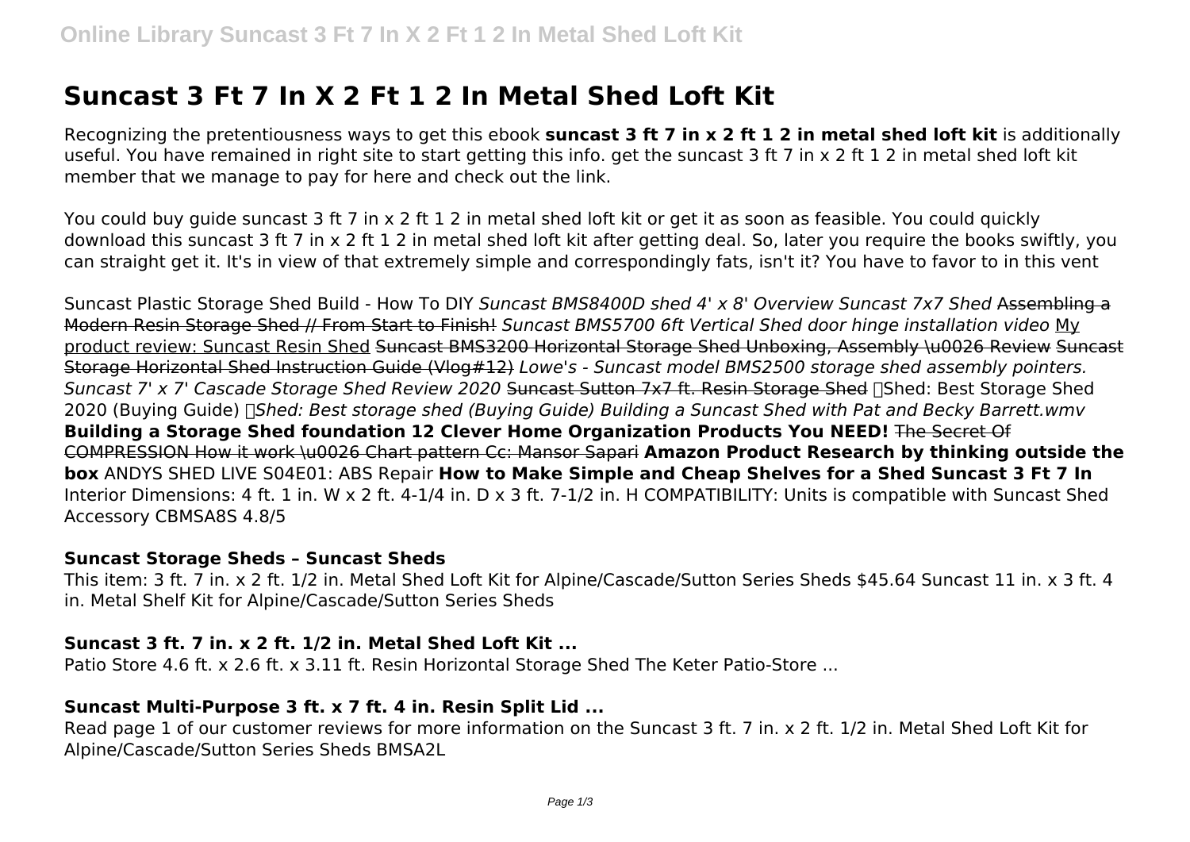# Suncast 3 Ft 7 In X 2 Ft 1 2 In Metal Shed Loft Kit

Recognizing the pretentiousness ways to get this ebook **suncast 3 ft 7 in x 2 ft 1 2 in metal shed loft kit** is additionally useful. You have remained in right site to start getting this info. get the suncast 3 ft 7 in x 2 ft 1 2 in metal shed loft kit member that we manage to pay for here and check out the link.

You could buy guide suncast 3 ft 7 in x 2 ft 1 2 in metal shed loft kit or get it as soon as feasible. You could quickly download this suncast 3 ft 7 in x 2 ft 1 2 in metal shed loft kit after getting deal. So, later you require the books swiftly, you can straight get it. It's in view of that extremely simple and correspondingly fats, isn't it? You have to favor to in this vent

Suncast Plastic Storage Shed Build - How To DIY *Suncast BMS8400D shed 4' x 8' Overview Suncast 7x7 Shed* ~~Assembling a Modern Resin Storage Shed // From Start to Finish!~~ *Suncast BMS5700 6ft Vertical Shed door hinge installation video* My product review: Suncast Resin Shed ~~Suncast BMS3200 Horizontal Storage Shed Unboxing, Assembly \u0026 Review~~ ~~Suncast Storage Horizontal Shed Instruction Guide (Vlog#12)~~ *Lowe's - Suncast model BMS2500 storage shed assembly pointers. Suncast 7' x 7' Cascade Storage Shed Review 2020* ~~Suncast Sutton 7x7 ft. Resin Storage Shed~~ ✅Shed: Best Storage Shed 2020 (Buying Guide) *✅Shed: Best storage shed (Buying Guide) Building a Suncast Shed with Pat and Becky Barrett.wmv* **Building a Storage Shed foundation 12 Clever Home Organization Products You NEED!** ~~The Secret Of COMPRESSION How it work \u0026 Chart pattern Cc: Mansor Sapari~~ **Amazon Product Research by thinking outside the box** ANDYS SHED LIVE S04E01: ABS Repair **How to Make Simple and Cheap Shelves for a Shed Suncast 3 Ft 7 In**
Interior Dimensions: 4 ft. 1 in. W x 2 ft. 4-1/4 in. D x 3 ft. 7-1/2 in. H COMPATIBILITY: Units is compatible with Suncast Shed Accessory CBMSA8S 4.8/5

### Suncast Storage Sheds – Suncast Sheds

This item: 3 ft. 7 in. x 2 ft. 1/2 in. Metal Shed Loft Kit for Alpine/Cascade/Sutton Series Sheds $45.64 Suncast 11 in. x 3 ft. 4 in. Metal Shelf Kit for Alpine/Cascade/Sutton Series Sheds

### Suncast 3 ft. 7 in. x 2 ft. 1/2 in. Metal Shed Loft Kit ...

Patio Store 4.6 ft. x 2.6 ft. x 3.11 ft. Resin Horizontal Storage Shed The Keter Patio-Store ...

### Suncast Multi-Purpose 3 ft. x 7 ft. 4 in. Resin Split Lid ...

Read page 1 of our customer reviews for more information on the Suncast 3 ft. 7 in. x 2 ft. 1/2 in. Metal Shed Loft Kit for Alpine/Cascade/Sutton Series Sheds BMSA2L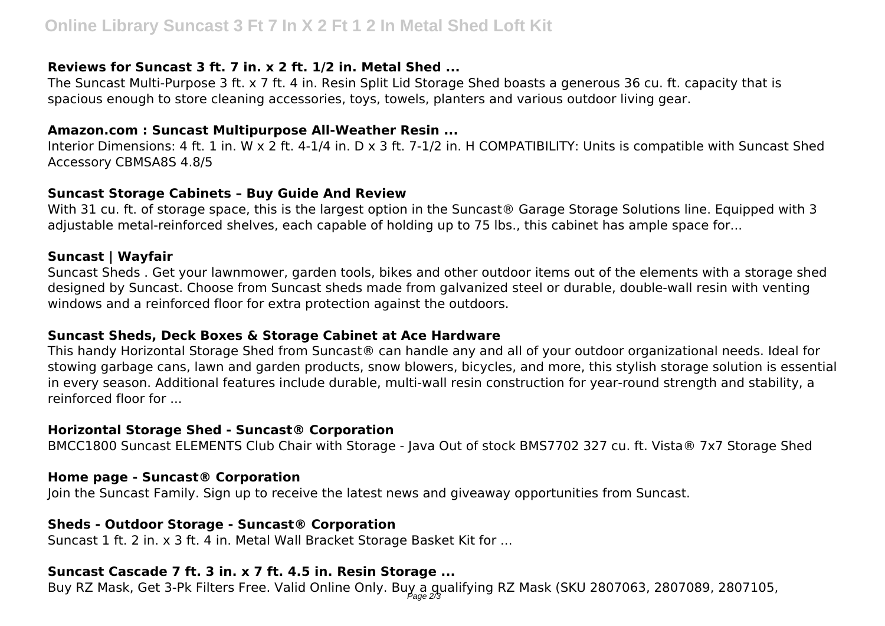### Reviews for Suncast 3 ft. 7 in. x 2 ft. 1/2 in. Metal Shed ...

The Suncast Multi-Purpose 3 ft. x 7 ft. 4 in. Resin Split Lid Storage Shed boasts a generous 36 cu. ft. capacity that is spacious enough to store cleaning accessories, toys, towels, planters and various outdoor living gear.

### Amazon.com : Suncast Multipurpose All-Weather Resin ...

Interior Dimensions: 4 ft. 1 in. W x 2 ft. 4-1/4 in. D x 3 ft. 7-1/2 in. H COMPATIBILITY: Units is compatible with Suncast Shed Accessory CBMSA8S 4.8/5

### Suncast Storage Cabinets – Buy Guide And Review

With 31 cu. ft. of storage space, this is the largest option in the Suncast® Garage Storage Solutions line. Equipped with 3 adjustable metal-reinforced shelves, each capable of holding up to 75 lbs., this cabinet has ample space for...

### Suncast | Wayfair

Suncast Sheds . Get your lawnmower, garden tools, bikes and other outdoor items out of the elements with a storage shed designed by Suncast. Choose from Suncast sheds made from galvanized steel or durable, double-wall resin with venting windows and a reinforced floor for extra protection against the outdoors.

### Suncast Sheds, Deck Boxes & Storage Cabinet at Ace Hardware

This handy Horizontal Storage Shed from Suncast® can handle any and all of your outdoor organizational needs. Ideal for stowing garbage cans, lawn and garden products, snow blowers, bicycles, and more, this stylish storage solution is essential in every season. Additional features include durable, multi-wall resin construction for year-round strength and stability, a reinforced floor for ...

### Horizontal Storage Shed - Suncast® Corporation

BMCC1800 Suncast ELEMENTS Club Chair with Storage - Java Out of stock BMS7702 327 cu. ft. Vista® 7x7 Storage Shed

### Home page - Suncast® Corporation

Join the Suncast Family. Sign up to receive the latest news and giveaway opportunities from Suncast.

### Sheds - Outdoor Storage - Suncast® Corporation

Suncast 1 ft. 2 in. x 3 ft. 4 in. Metal Wall Bracket Storage Basket Kit for ...

### Suncast Cascade 7 ft. 3 in. x 7 ft. 4.5 in. Resin Storage ...

Buy RZ Mask, Get 3-Pk Filters Free. Valid Online Only. Buy a qualifying RZ Mask (SKU 2807063, 2807089, 2807105,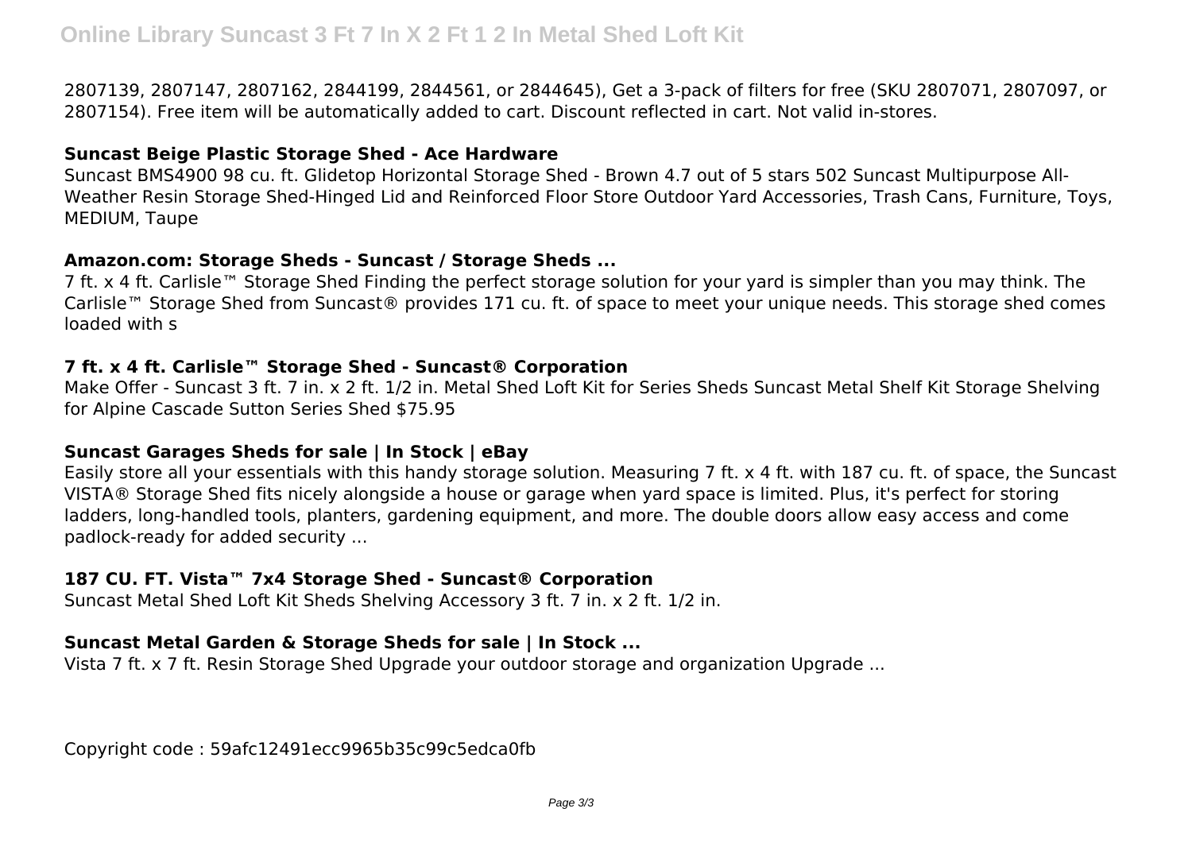2807139, 2807147, 2807162, 2844199, 2844561, or 2844645), Get a 3-pack of filters for free (SKU 2807071, 2807097, or 2807154). Free item will be automatically added to cart. Discount reflected in cart. Not valid in-stores.

### Suncast Beige Plastic Storage Shed - Ace Hardware

Suncast BMS4900 98 cu. ft. Glidetop Horizontal Storage Shed - Brown 4.7 out of 5 stars 502 Suncast Multipurpose All-Weather Resin Storage Shed-Hinged Lid and Reinforced Floor Store Outdoor Yard Accessories, Trash Cans, Furniture, Toys, MEDIUM, Taupe

### Amazon.com: Storage Sheds - Suncast / Storage Sheds ...

7 ft. x 4 ft. Carlisle™ Storage Shed Finding the perfect storage solution for your yard is simpler than you may think. The Carlisle™ Storage Shed from Suncast® provides 171 cu. ft. of space to meet your unique needs. This storage shed comes loaded with s

### 7 ft. x 4 ft. Carlisle™ Storage Shed - Suncast® Corporation

Make Offer - Suncast 3 ft. 7 in. x 2 ft. 1/2 in. Metal Shed Loft Kit for Series Sheds Suncast Metal Shelf Kit Storage Shelving for Alpine Cascade Sutton Series Shed $75.95

### Suncast Garages Sheds for sale | In Stock | eBay

Easily store all your essentials with this handy storage solution. Measuring 7 ft. x 4 ft. with 187 cu. ft. of space, the Suncast VISTA® Storage Shed fits nicely alongside a house or garage when yard space is limited. Plus, it's perfect for storing ladders, long-handled tools, planters, gardening equipment, and more. The double doors allow easy access and come padlock-ready for added security ...

### 187 CU. FT. Vista™ 7x4 Storage Shed - Suncast® Corporation

Suncast Metal Shed Loft Kit Sheds Shelving Accessory 3 ft. 7 in. x 2 ft. 1/2 in.

### Suncast Metal Garden & Storage Sheds for sale | In Stock ...

Vista 7 ft. x 7 ft. Resin Storage Shed Upgrade your outdoor storage and organization Upgrade ...

Copyright code : 59afc12491ecc9965b35c99c5edca0fb